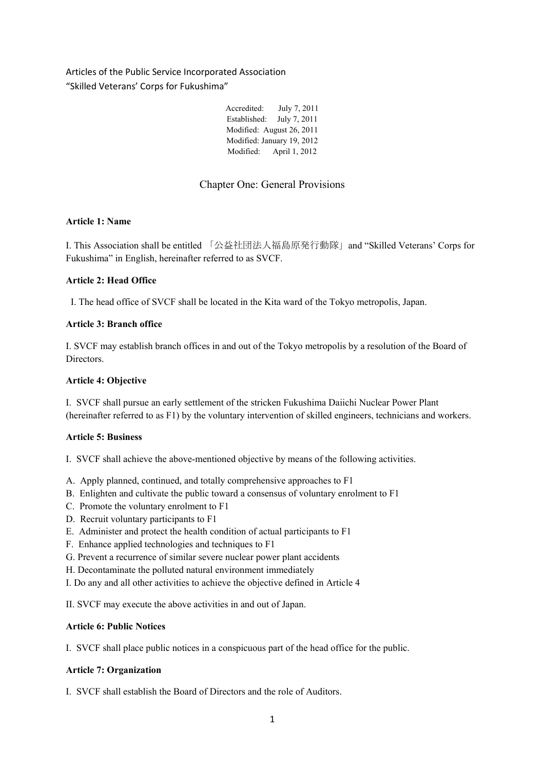Articles of the Public Service Incorporated Association
"Skilled Veterans' Corps for Fukushima"

Accredited: July 7, 2011
Established: July 7, 2011
Modified: August 26, 2011
Modified: January 19, 2012
Modified: April 1, 2012

## Chapter One: General Provisions

**Article 1: Name**

I. This Association shall be entitled 「公益社団法人福島原発行動隊」 and "Skilled Veterans' Corps for Fukushima" in English, hereinafter referred to as SVCF.

**Article 2: Head Office**

I. The head office of SVCF shall be located in the Kita ward of the Tokyo metropolis, Japan.

**Article 3: Branch office**

I. SVCF may establish branch offices in and out of the Tokyo metropolis by a resolution of the Board of Directors.

**Article 4: Objective**

I. SVCF shall pursue an early settlement of the stricken Fukushima Daiichi Nuclear Power Plant (hereinafter referred to as F1) by the voluntary intervention of skilled engineers, technicians and workers.

**Article 5: Business**

I. SVCF shall achieve the above-mentioned objective by means of the following activities.

A. Apply planned, continued, and totally comprehensive approaches to F1
B. Enlighten and cultivate the public toward a consensus of voluntary enrolment to F1
C. Promote the voluntary enrolment to F1
D. Recruit voluntary participants to F1
E. Administer and protect the health condition of actual participants to F1
F. Enhance applied technologies and techniques to F1
G. Prevent a recurrence of similar severe nuclear power plant accidents
H. Decontaminate the polluted natural environment immediately
I. Do any and all other activities to achieve the objective defined in Article 4

II. SVCF may execute the above activities in and out of Japan.

**Article 6: Public Notices**

I. SVCF shall place public notices in a conspicuous part of the head office for the public.

**Article 7: Organization**

I. SVCF shall establish the Board of Directors and the role of Auditors.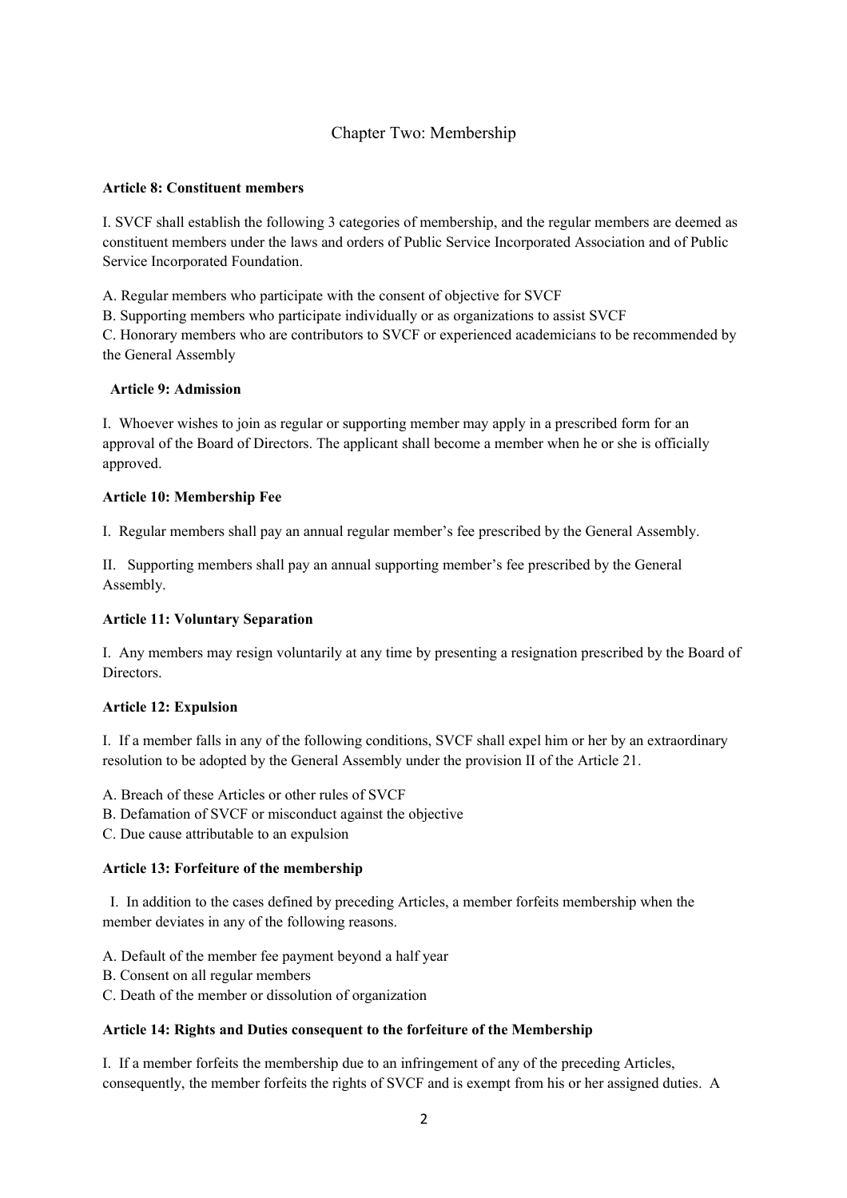## Chapter Two: Membership

**Article 8: Constituent members**

I. SVCF shall establish the following 3 categories of membership, and the regular members are deemed as constituent members under the laws and orders of Public Service Incorporated Association and of Public Service Incorporated Foundation.

A. Regular members who participate with the consent of objective for SVCF
B. Supporting members who participate individually or as organizations to assist SVCF
C. Honorary members who are contributors to SVCF or experienced academicians to be recommended by the General Assembly

**Article 9: Admission**

I. Whoever wishes to join as regular or supporting member may apply in a prescribed form for an approval of the Board of Directors. The applicant shall become a member when he or she is officially approved.

**Article 10: Membership Fee**

I. Regular members shall pay an annual regular member's fee prescribed by the General Assembly.

II. Supporting members shall pay an annual supporting member's fee prescribed by the General Assembly.

**Article 11: Voluntary Separation**

I. Any members may resign voluntarily at any time by presenting a resignation prescribed by the Board of Directors.

**Article 12: Expulsion**

I. If a member falls in any of the following conditions, SVCF shall expel him or her by an extraordinary resolution to be adopted by the General Assembly under the provision II of the Article 21.

A. Breach of these Articles or other rules of SVCF
B. Defamation of SVCF or misconduct against the objective
C. Due cause attributable to an expulsion

**Article 13: Forfeiture of the membership**

I. In addition to the cases defined by preceding Articles, a member forfeits membership when the member deviates in any of the following reasons.

A. Default of the member fee payment beyond a half year
B. Consent on all regular members
C. Death of the member or dissolution of organization

**Article 14: Rights and Duties consequent to the forfeiture of the Membership**

I. If a member forfeits the membership due to an infringement of any of the preceding Articles, consequently, the member forfeits the rights of SVCF and is exempt from his or her assigned duties. A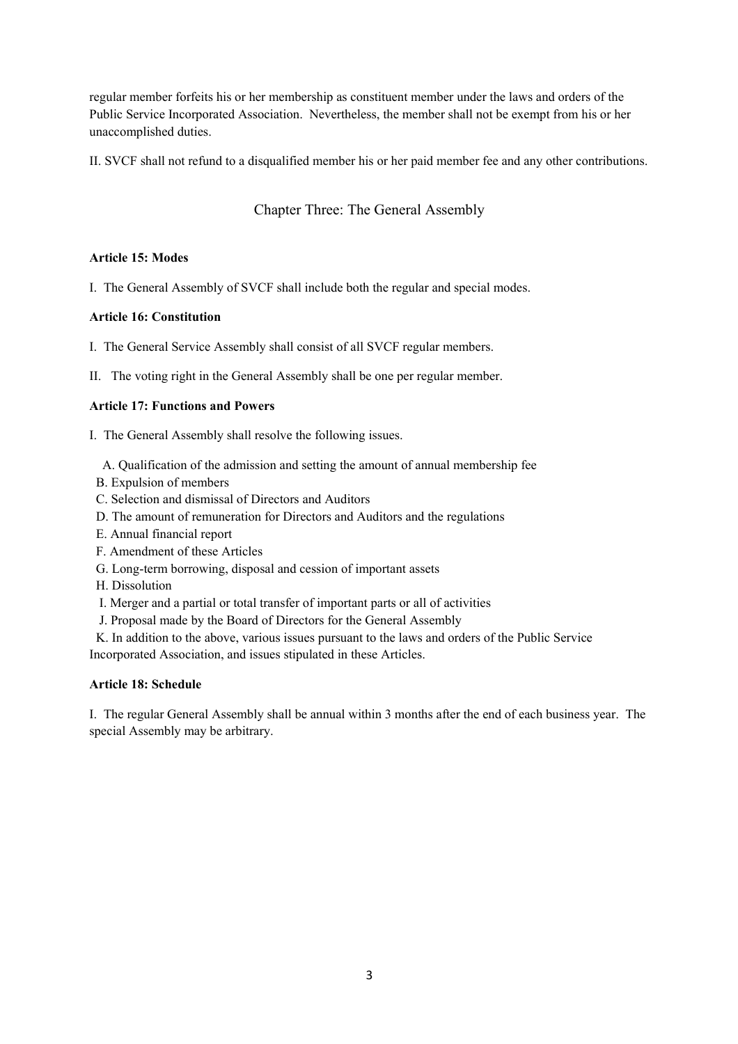regular member forfeits his or her membership as constituent member under the laws and orders of the Public Service Incorporated Association. Nevertheless, the member shall not be exempt from his or her unaccomplished duties.

II. SVCF shall not refund to a disqualified member his or her paid member fee and any other contributions.

## Chapter Three: The General Assembly

**Article 15: Modes**

I. The General Assembly of SVCF shall include both the regular and special modes.

**Article 16: Constitution**

I. The General Service Assembly shall consist of all SVCF regular members.

II. The voting right in the General Assembly shall be one per regular member.

**Article 17: Functions and Powers**

I. The General Assembly shall resolve the following issues.

A. Qualification of the admission and setting the amount of annual membership fee
B. Expulsion of members
C. Selection and dismissal of Directors and Auditors
D. The amount of remuneration for Directors and Auditors and the regulations
E. Annual financial report
F. Amendment of these Articles
G. Long-term borrowing, disposal and cession of important assets
H. Dissolution
I. Merger and a partial or total transfer of important parts or all of activities
J. Proposal made by the Board of Directors for the General Assembly
K. In addition to the above, various issues pursuant to the laws and orders of the Public Service Incorporated Association, and issues stipulated in these Articles.

**Article 18: Schedule**

I. The regular General Assembly shall be annual within 3 months after the end of each business year. The special Assembly may be arbitrary.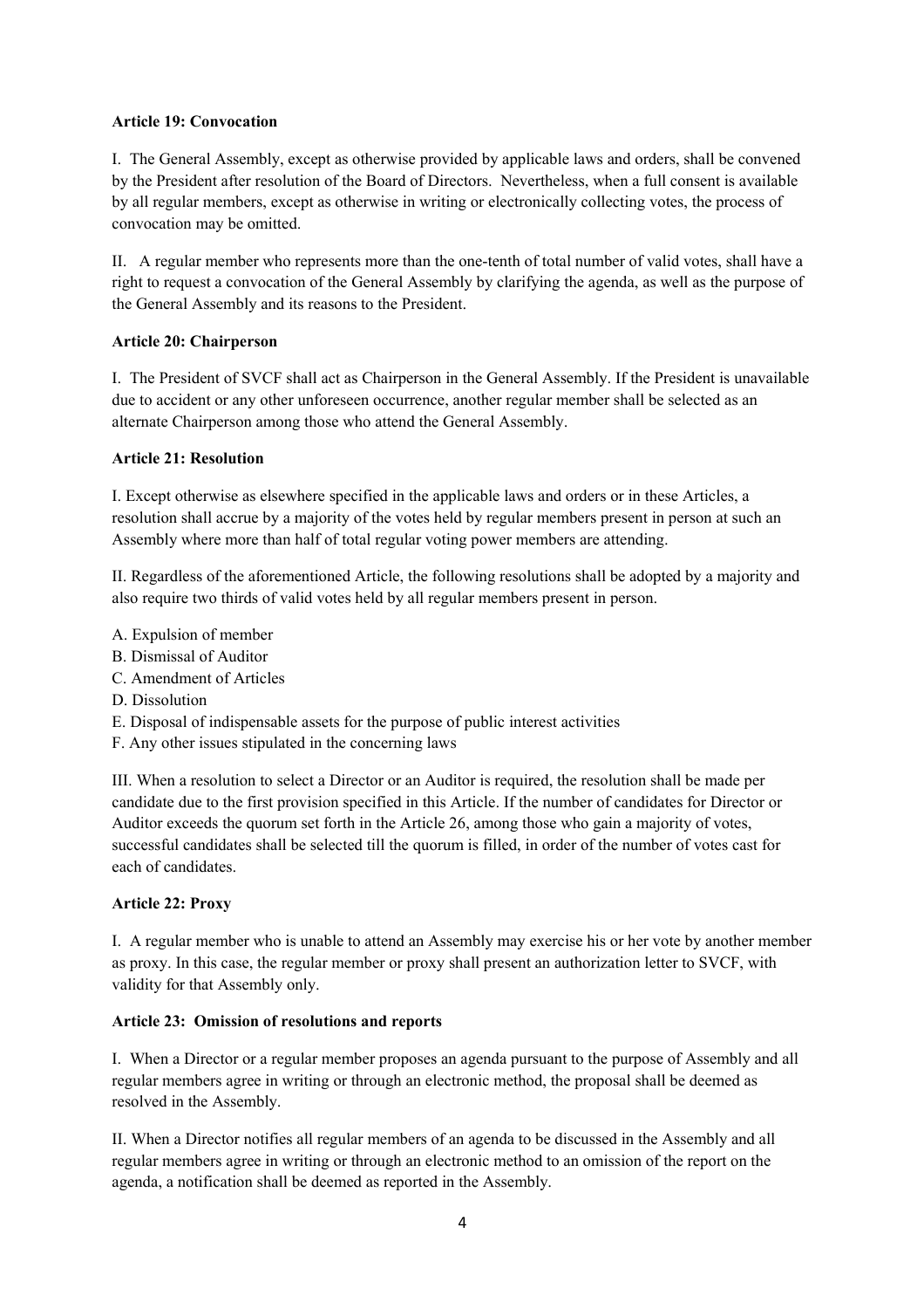**Article 19: Convocation**

I. The General Assembly, except as otherwise provided by applicable laws and orders, shall be convened by the President after resolution of the Board of Directors. Nevertheless, when a full consent is available by all regular members, except as otherwise in writing or electronically collecting votes, the process of convocation may be omitted.

II. A regular member who represents more than the one-tenth of total number of valid votes, shall have a right to request a convocation of the General Assembly by clarifying the agenda, as well as the purpose of the General Assembly and its reasons to the President.

**Article 20: Chairperson**

I. The President of SVCF shall act as Chairperson in the General Assembly. If the President is unavailable due to accident or any other unforeseen occurrence, another regular member shall be selected as an alternate Chairperson among those who attend the General Assembly.

**Article 21: Resolution**

I. Except otherwise as elsewhere specified in the applicable laws and orders or in these Articles, a resolution shall accrue by a majority of the votes held by regular members present in person at such an Assembly where more than half of total regular voting power members are attending.

II. Regardless of the aforementioned Article, the following resolutions shall be adopted by a majority and also require two thirds of valid votes held by all regular members present in person.

A. Expulsion of member
B. Dismissal of Auditor
C. Amendment of Articles
D. Dissolution
E. Disposal of indispensable assets for the purpose of public interest activities
F. Any other issues stipulated in the concerning laws

III. When a resolution to select a Director or an Auditor is required, the resolution shall be made per candidate due to the first provision specified in this Article. If the number of candidates for Director or Auditor exceeds the quorum set forth in the Article 26, among those who gain a majority of votes, successful candidates shall be selected till the quorum is filled, in order of the number of votes cast for each of candidates.

**Article 22: Proxy**

I. A regular member who is unable to attend an Assembly may exercise his or her vote by another member as proxy. In this case, the regular member or proxy shall present an authorization letter to SVCF, with validity for that Assembly only.

**Article 23: Omission of resolutions and reports**

I. When a Director or a regular member proposes an agenda pursuant to the purpose of Assembly and all regular members agree in writing or through an electronic method, the proposal shall be deemed as resolved in the Assembly.

II. When a Director notifies all regular members of an agenda to be discussed in the Assembly and all regular members agree in writing or through an electronic method to an omission of the report on the agenda, a notification shall be deemed as reported in the Assembly.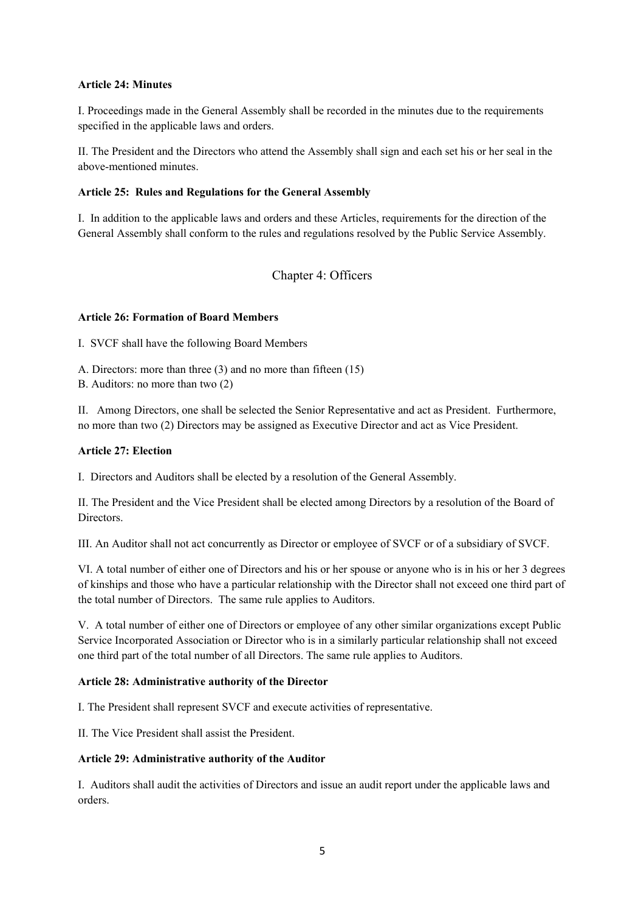**Article 24: Minutes**

I. Proceedings made in the General Assembly shall be recorded in the minutes due to the requirements specified in the applicable laws and orders.

II. The President and the Directors who attend the Assembly shall sign and each set his or her seal in the above-mentioned minutes.

**Article 25: Rules and Regulations for the General Assembly**

I. In addition to the applicable laws and orders and these Articles, requirements for the direction of the General Assembly shall conform to the rules and regulations resolved by the Public Service Assembly.

## Chapter 4: Officers

**Article 26: Formation of Board Members**

I. SVCF shall have the following Board Members

A. Directors: more than three (3) and no more than fifteen (15)
B. Auditors: no more than two (2)

II. Among Directors, one shall be selected the Senior Representative and act as President. Furthermore, no more than two (2) Directors may be assigned as Executive Director and act as Vice President.

**Article 27: Election**

I. Directors and Auditors shall be elected by a resolution of the General Assembly.

II. The President and the Vice President shall be elected among Directors by a resolution of the Board of Directors.

III. An Auditor shall not act concurrently as Director or employee of SVCF or of a subsidiary of SVCF.

VI. A total number of either one of Directors and his or her spouse or anyone who is in his or her 3 degrees of kinships and those who have a particular relationship with the Director shall not exceed one third part of the total number of Directors. The same rule applies to Auditors.

V. A total number of either one of Directors or employee of any other similar organizations except Public Service Incorporated Association or Director who is in a similarly particular relationship shall not exceed one third part of the total number of all Directors. The same rule applies to Auditors.

**Article 28: Administrative authority of the Director**

I. The President shall represent SVCF and execute activities of representative.

II. The Vice President shall assist the President.

**Article 29: Administrative authority of the Auditor**

I. Auditors shall audit the activities of Directors and issue an audit report under the applicable laws and orders.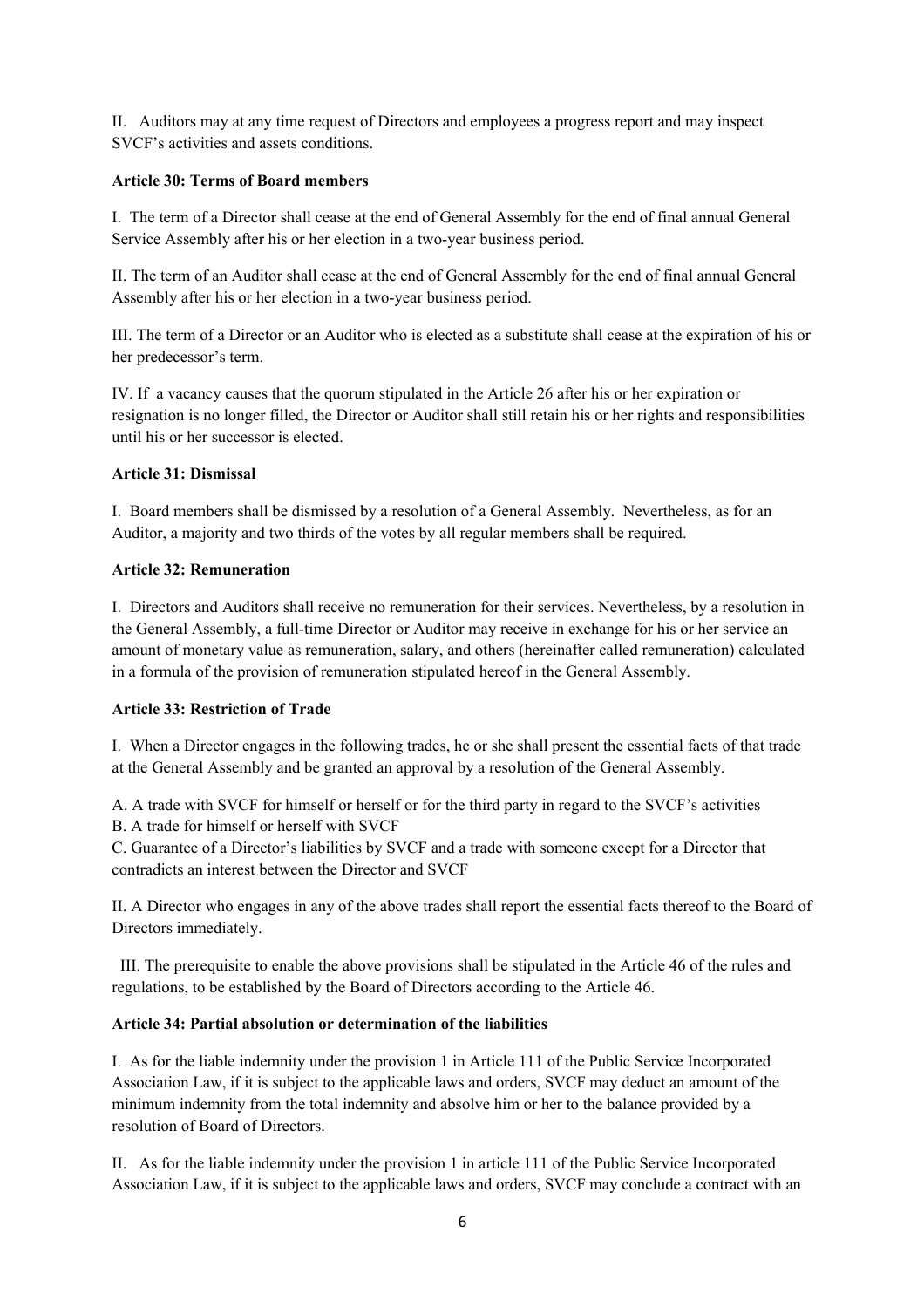II. Auditors may at any time request of Directors and employees a progress report and may inspect SVCF's activities and assets conditions.

**Article 30: Terms of Board members**

I. The term of a Director shall cease at the end of General Assembly for the end of final annual General Service Assembly after his or her election in a two-year business period.

II. The term of an Auditor shall cease at the end of General Assembly for the end of final annual General Assembly after his or her election in a two-year business period.

III. The term of a Director or an Auditor who is elected as a substitute shall cease at the expiration of his or her predecessor's term.

IV. If a vacancy causes that the quorum stipulated in the Article 26 after his or her expiration or resignation is no longer filled, the Director or Auditor shall still retain his or her rights and responsibilities until his or her successor is elected.

**Article 31: Dismissal**

I. Board members shall be dismissed by a resolution of a General Assembly. Nevertheless, as for an Auditor, a majority and two thirds of the votes by all regular members shall be required.

**Article 32: Remuneration**

I. Directors and Auditors shall receive no remuneration for their services. Nevertheless, by a resolution in the General Assembly, a full-time Director or Auditor may receive in exchange for his or her service an amount of monetary value as remuneration, salary, and others (hereinafter called remuneration) calculated in a formula of the provision of remuneration stipulated hereof in the General Assembly.

**Article 33: Restriction of Trade**

I. When a Director engages in the following trades, he or she shall present the essential facts of that trade at the General Assembly and be granted an approval by a resolution of the General Assembly.

A. A trade with SVCF for himself or herself or for the third party in regard to the SVCF's activities
B. A trade for himself or herself with SVCF
C. Guarantee of a Director's liabilities by SVCF and a trade with someone except for a Director that contradicts an interest between the Director and SVCF

II. A Director who engages in any of the above trades shall report the essential facts thereof to the Board of Directors immediately.

III. The prerequisite to enable the above provisions shall be stipulated in the Article 46 of the rules and regulations, to be established by the Board of Directors according to the Article 46.

**Article 34: Partial absolution or determination of the liabilities**

I. As for the liable indemnity under the provision 1 in Article 111 of the Public Service Incorporated Association Law, if it is subject to the applicable laws and orders, SVCF may deduct an amount of the minimum indemnity from the total indemnity and absolve him or her to the balance provided by a resolution of Board of Directors.

II. As for the liable indemnity under the provision 1 in article 111 of the Public Service Incorporated Association Law, if it is subject to the applicable laws and orders, SVCF may conclude a contract with an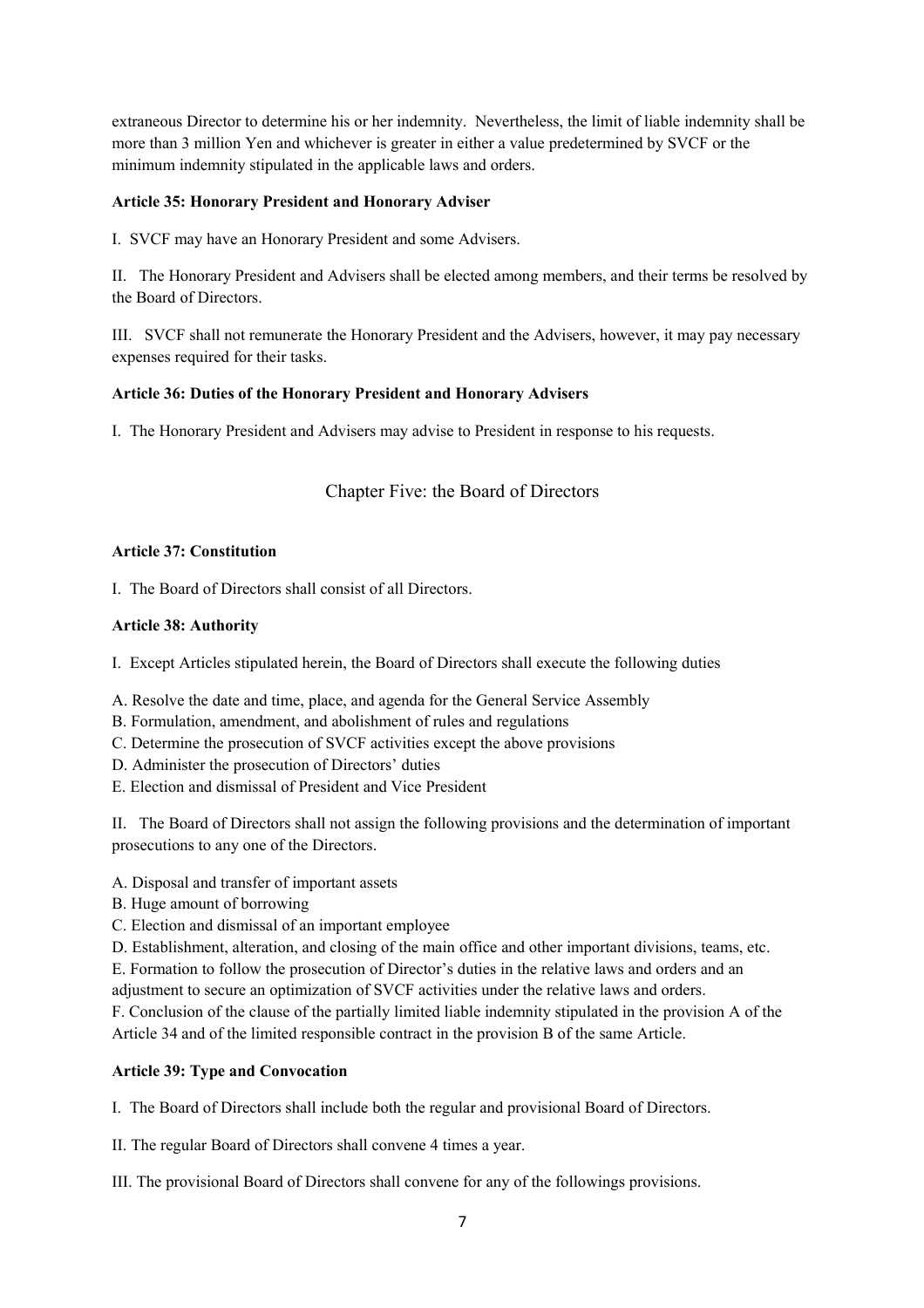extraneous Director to determine his or her indemnity. Nevertheless, the limit of liable indemnity shall be more than 3 million Yen and whichever is greater in either a value predetermined by SVCF or the minimum indemnity stipulated in the applicable laws and orders.

**Article 35: Honorary President and Honorary Adviser**

I. SVCF may have an Honorary President and some Advisers.

II. The Honorary President and Advisers shall be elected among members, and their terms be resolved by the Board of Directors.

III. SVCF shall not remunerate the Honorary President and the Advisers, however, it may pay necessary expenses required for their tasks.

**Article 36: Duties of the Honorary President and Honorary Advisers**

I. The Honorary President and Advisers may advise to President in response to his requests.

## Chapter Five: the Board of Directors

**Article 37: Constitution**

I. The Board of Directors shall consist of all Directors.

**Article 38: Authority**

I. Except Articles stipulated herein, the Board of Directors shall execute the following duties

A. Resolve the date and time, place, and agenda for the General Service Assembly
B. Formulation, amendment, and abolishment of rules and regulations
C. Determine the prosecution of SVCF activities except the above provisions
D. Administer the prosecution of Directors' duties
E. Election and dismissal of President and Vice President

II. The Board of Directors shall not assign the following provisions and the determination of important prosecutions to any one of the Directors.

A. Disposal and transfer of important assets
B. Huge amount of borrowing
C. Election and dismissal of an important employee
D. Establishment, alteration, and closing of the main office and other important divisions, teams, etc.
E. Formation to follow the prosecution of Director's duties in the relative laws and orders and an adjustment to secure an optimization of SVCF activities under the relative laws and orders.
F. Conclusion of the clause of the partially limited liable indemnity stipulated in the provision A of the Article 34 and of the limited responsible contract in the provision B of the same Article.

**Article 39: Type and Convocation**

I. The Board of Directors shall include both the regular and provisional Board of Directors.

II. The regular Board of Directors shall convene 4 times a year.

III. The provisional Board of Directors shall convene for any of the followings provisions.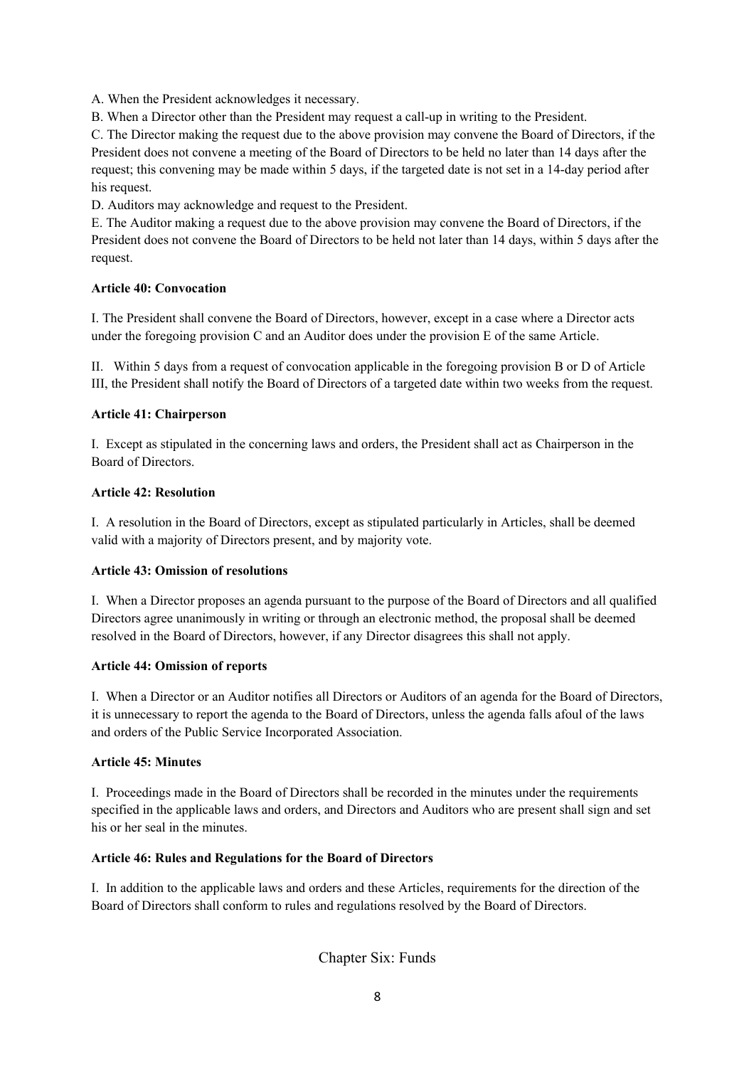A. When the President acknowledges it necessary.

B. When a Director other than the President may request a call-up in writing to the President.

C. The Director making the request due to the above provision may convene the Board of Directors, if the President does not convene a meeting of the Board of Directors to be held no later than 14 days after the request; this convening may be made within 5 days, if the targeted date is not set in a 14-day period after his request.

D. Auditors may acknowledge and request to the President.

E. The Auditor making a request due to the above provision may convene the Board of Directors, if the President does not convene the Board of Directors to be held not later than 14 days, within 5 days after the request.

**Article 40: Convocation**

I. The President shall convene the Board of Directors, however, except in a case where a Director acts under the foregoing provision C and an Auditor does under the provision E of the same Article.

II. Within 5 days from a request of convocation applicable in the foregoing provision B or D of Article III, the President shall notify the Board of Directors of a targeted date within two weeks from the request.

**Article 41: Chairperson**

I. Except as stipulated in the concerning laws and orders, the President shall act as Chairperson in the Board of Directors.

**Article 42: Resolution**

I. A resolution in the Board of Directors, except as stipulated particularly in Articles, shall be deemed valid with a majority of Directors present, and by majority vote.

**Article 43: Omission of resolutions**

I. When a Director proposes an agenda pursuant to the purpose of the Board of Directors and all qualified Directors agree unanimously in writing or through an electronic method, the proposal shall be deemed resolved in the Board of Directors, however, if any Director disagrees this shall not apply.

**Article 44: Omission of reports**

I. When a Director or an Auditor notifies all Directors or Auditors of an agenda for the Board of Directors, it is unnecessary to report the agenda to the Board of Directors, unless the agenda falls afoul of the laws and orders of the Public Service Incorporated Association.

**Article 45: Minutes**

I. Proceedings made in the Board of Directors shall be recorded in the minutes under the requirements specified in the applicable laws and orders, and Directors and Auditors who are present shall sign and set his or her seal in the minutes.

**Article 46: Rules and Regulations for the Board of Directors**

I. In addition to the applicable laws and orders and these Articles, requirements for the direction of the Board of Directors shall conform to rules and regulations resolved by the Board of Directors.

## Chapter Six: Funds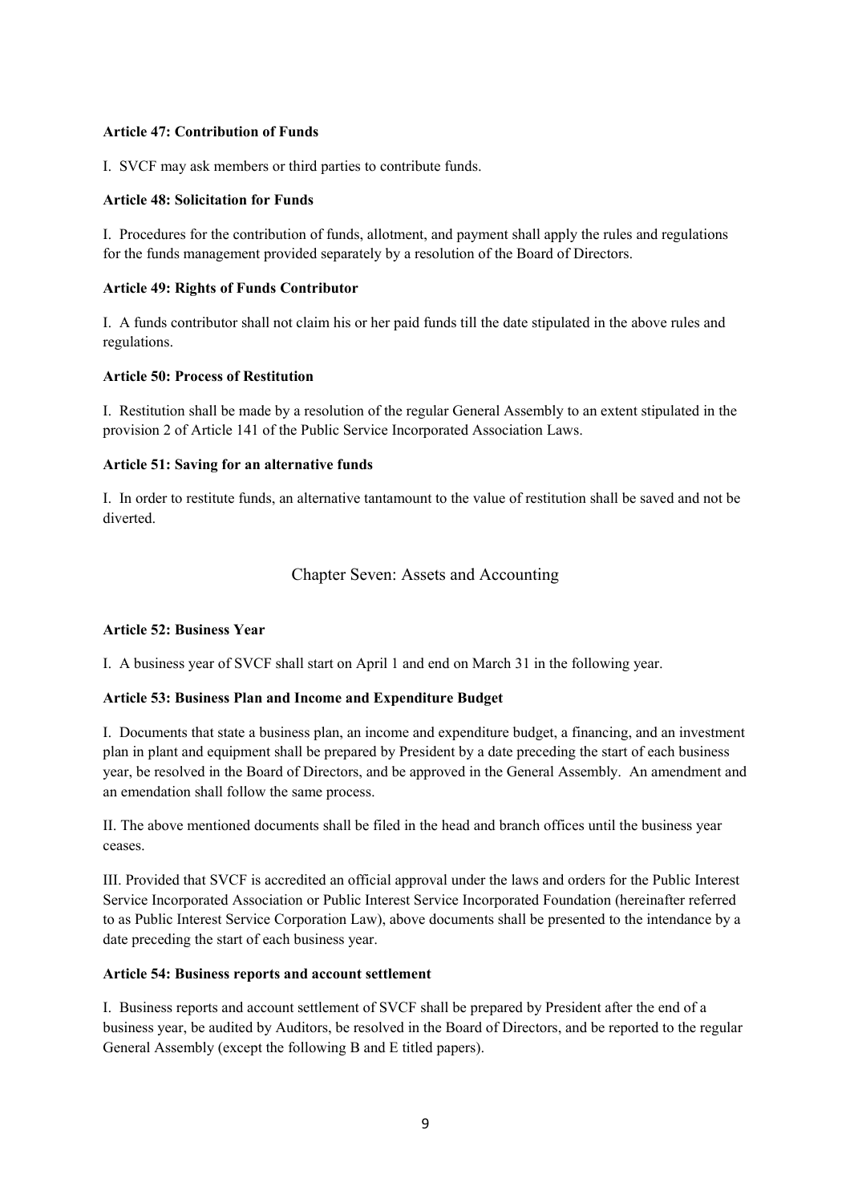**Article 47: Contribution of Funds**

I. SVCF may ask members or third parties to contribute funds.

**Article 48: Solicitation for Funds**

I. Procedures for the contribution of funds, allotment, and payment shall apply the rules and regulations for the funds management provided separately by a resolution of the Board of Directors.

**Article 49: Rights of Funds Contributor**

I. A funds contributor shall not claim his or her paid funds till the date stipulated in the above rules and regulations.

**Article 50: Process of Restitution**

I. Restitution shall be made by a resolution of the regular General Assembly to an extent stipulated in the provision 2 of Article 141 of the Public Service Incorporated Association Laws.

**Article 51: Saving for an alternative funds**

I. In order to restitute funds, an alternative tantamount to the value of restitution shall be saved and not be diverted.

## Chapter Seven: Assets and Accounting

**Article 52: Business Year**

I. A business year of SVCF shall start on April 1 and end on March 31 in the following year.

**Article 53: Business Plan and Income and Expenditure Budget**

I. Documents that state a business plan, an income and expenditure budget, a financing, and an investment plan in plant and equipment shall be prepared by President by a date preceding the start of each business year, be resolved in the Board of Directors, and be approved in the General Assembly. An amendment and an emendation shall follow the same process.

II. The above mentioned documents shall be filed in the head and branch offices until the business year ceases.

III. Provided that SVCF is accredited an official approval under the laws and orders for the Public Interest Service Incorporated Association or Public Interest Service Incorporated Foundation (hereinafter referred to as Public Interest Service Corporation Law), above documents shall be presented to the intendance by a date preceding the start of each business year.

**Article 54: Business reports and account settlement**

I. Business reports and account settlement of SVCF shall be prepared by President after the end of a business year, be audited by Auditors, be resolved in the Board of Directors, and be reported to the regular General Assembly (except the following B and E titled papers).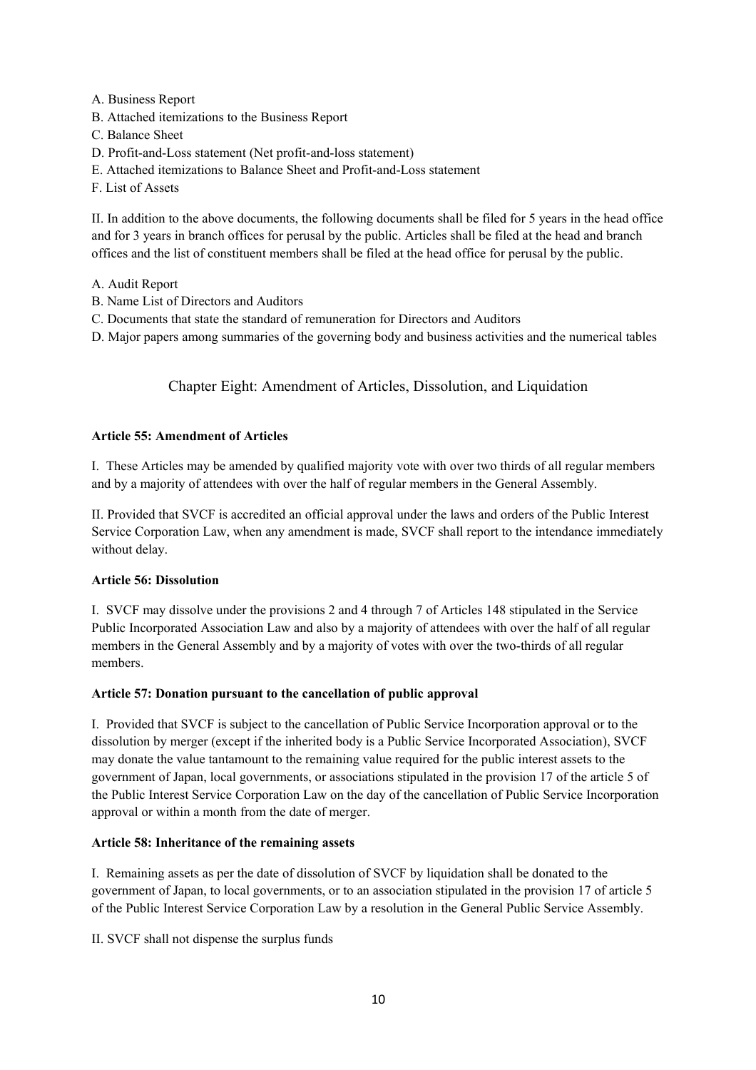A. Business Report
B. Attached itemizations to the Business Report
C. Balance Sheet
D. Profit-and-Loss statement (Net profit-and-loss statement)
E. Attached itemizations to Balance Sheet and Profit-and-Loss statement
F. List of Assets

II. In addition to the above documents, the following documents shall be filed for 5 years in the head office and for 3 years in branch offices for perusal by the public. Articles shall be filed at the head and branch offices and the list of constituent members shall be filed at the head office for perusal by the public.

A. Audit Report
B. Name List of Directors and Auditors
C. Documents that state the standard of remuneration for Directors and Auditors
D. Major papers among summaries of the governing body and business activities and the numerical tables

## Chapter Eight: Amendment of Articles, Dissolution, and Liquidation

**Article 55: Amendment of Articles**

I. These Articles may be amended by qualified majority vote with over two thirds of all regular members and by a majority of attendees with over the half of regular members in the General Assembly.

II. Provided that SVCF is accredited an official approval under the laws and orders of the Public Interest Service Corporation Law, when any amendment is made, SVCF shall report to the intendance immediately without delay.

**Article 56: Dissolution**

I. SVCF may dissolve under the provisions 2 and 4 through 7 of Articles 148 stipulated in the Service Public Incorporated Association Law and also by a majority of attendees with over the half of all regular members in the General Assembly and by a majority of votes with over the two-thirds of all regular members.

**Article 57: Donation pursuant to the cancellation of public approval**

I. Provided that SVCF is subject to the cancellation of Public Service Incorporation approval or to the dissolution by merger (except if the inherited body is a Public Service Incorporated Association), SVCF may donate the value tantamount to the remaining value required for the public interest assets to the government of Japan, local governments, or associations stipulated in the provision 17 of the article 5 of the Public Interest Service Corporation Law on the day of the cancellation of Public Service Incorporation approval or within a month from the date of merger.

**Article 58: Inheritance of the remaining assets**

I. Remaining assets as per the date of dissolution of SVCF by liquidation shall be donated to the government of Japan, to local governments, or to an association stipulated in the provision 17 of article 5 of the Public Interest Service Corporation Law by a resolution in the General Public Service Assembly.

II. SVCF shall not dispense the surplus funds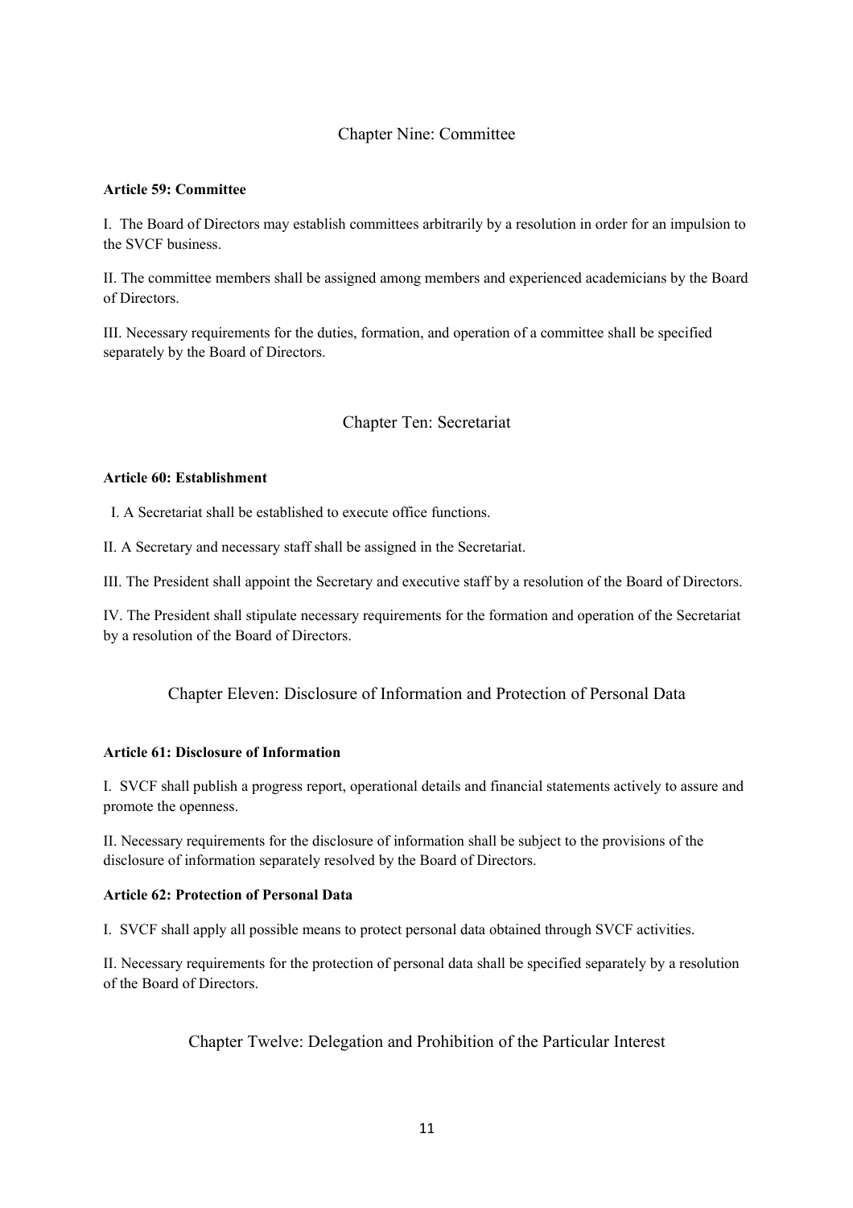## Chapter Nine: Committee

**Article 59: Committee**

I. The Board of Directors may establish committees arbitrarily by a resolution in order for an impulsion to the SVCF business.

II. The committee members shall be assigned among members and experienced academicians by the Board of Directors.

III. Necessary requirements for the duties, formation, and operation of a committee shall be specified separately by the Board of Directors.

## Chapter Ten: Secretariat

**Article 60: Establishment**

I. A Secretariat shall be established to execute office functions.

II. A Secretary and necessary staff shall be assigned in the Secretariat.

III. The President shall appoint the Secretary and executive staff by a resolution of the Board of Directors.

IV. The President shall stipulate necessary requirements for the formation and operation of the Secretariat by a resolution of the Board of Directors.

## Chapter Eleven: Disclosure of Information and Protection of Personal Data

**Article 61: Disclosure of Information**

I. SVCF shall publish a progress report, operational details and financial statements actively to assure and promote the openness.

II. Necessary requirements for the disclosure of information shall be subject to the provisions of the disclosure of information separately resolved by the Board of Directors.

**Article 62: Protection of Personal Data**

I. SVCF shall apply all possible means to protect personal data obtained through SVCF activities.

II. Necessary requirements for the protection of personal data shall be specified separately by a resolution of the Board of Directors.

## Chapter Twelve: Delegation and Prohibition of the Particular Interest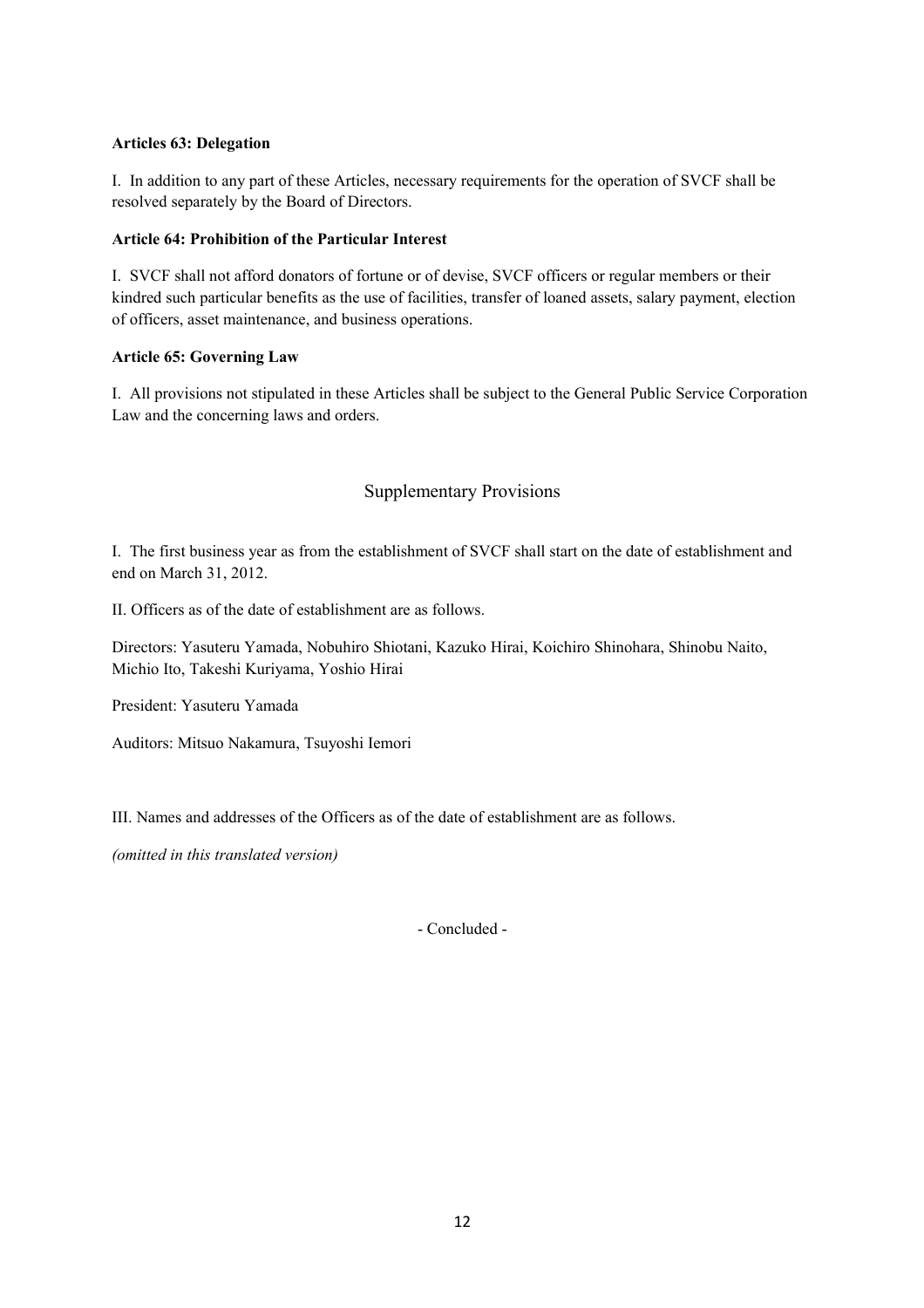**Articles 63: Delegation**

I. In addition to any part of these Articles, necessary requirements for the operation of SVCF shall be resolved separately by the Board of Directors.

**Article 64: Prohibition of the Particular Interest**

I. SVCF shall not afford donators of fortune or of devise, SVCF officers or regular members or their kindred such particular benefits as the use of facilities, transfer of loaned assets, salary payment, election of officers, asset maintenance, and business operations.

**Article 65: Governing Law**

I. All provisions not stipulated in these Articles shall be subject to the General Public Service Corporation Law and the concerning laws and orders.

## Supplementary Provisions

I. The first business year as from the establishment of SVCF shall start on the date of establishment and end on March 31, 2012.

II. Officers as of the date of establishment are as follows.

Directors: Yasuteru Yamada, Nobuhiro Shiotani, Kazuko Hirai, Koichiro Shinohara, Shinobu Naito, Michio Ito, Takeshi Kuriyama, Yoshio Hirai

President: Yasuteru Yamada

Auditors: Mitsuo Nakamura, Tsuyoshi Iemori

III. Names and addresses of the Officers as of the date of establishment are as follows.

*(omitted in this translated version)*

- Concluded -